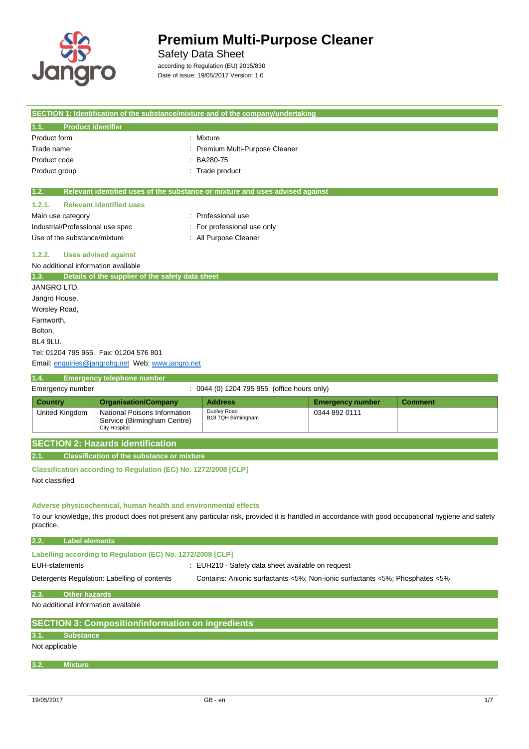# Premium Multi-Purpose Cleaner

Safety Data Sheet

according to Regulation (EU) 2015/830

Date of issue: 19/05/2017 Version: 1.0

## SECTION 1: Identification of the substance/mixture and of the company/undertaking

### 1.1. Product identifier

| | |
|---|---|
| Product form | : Mixture |
| Trade name | : Premium Multi-Purpose Cleaner |
| Product code | : BA280-75 |
| Product group | : Trade product |

### 1.2. Relevant identified uses of the substance or mixture and uses advised against

#### 1.2.1. Relevant identified uses

| | |
|---|---|
| Main use category | : Professional use |
| Industrial/Professional use spec | : For professional use only |
| Use of the substance/mixture | : All Purpose Cleaner |

#### 1.2.2. Uses advised against

No additional information available

### 1.3. Details of the supplier of the safety data sheet

JANGRO LTD,
Jangro House,
Worsley Road,
Farnworth,
Bolton,
BL4 9LU.
Tel: 01204 795 955. Fax: 01204 576 801
Email: enquiries@jangrohq.net Web: www.jangro.net

### 1.4. Emergency telephone number

Emergency number : 0044 (0) 1204 795 955 (office hours only)

| Country | Organisation/Company | Address | Emergency number | Comment |
|---|---|---|---|---|
| United Kingdom | National Poisons Information Service (Birmingham Centre) City Hospital | Dudley Road B18 7QH Birmingham | 0344 892 0111 | |

## SECTION 2: Hazards identification

### 2.1. Classification of the substance or mixture

**Classification according to Regulation (EC) No. 1272/2008 [CLP]**

Not classified

**Adverse physicochemical, human health and environmental effects**

To our knowledge, this product does not present any particular risk, provided it is handled in accordance with good occupational hygiene and safety practice.

### 2.2. Label elements

**Labelling according to Regulation (EC) No. 1272/2008 [CLP]**

| | |
|---|---|
| EUH-statements | : EUH210 - Safety data sheet available on request |
| Detergents Regulation: Labelling of contents | Contains: Anionic surfactants <5%; Non-ionic surfactants <5%; Phosphates <5% |

### 2.3. Other hazards

No additional information available

## SECTION 3: Composition/information on ingredients

### 3.1. Substance

Not applicable

### 3.2. Mixture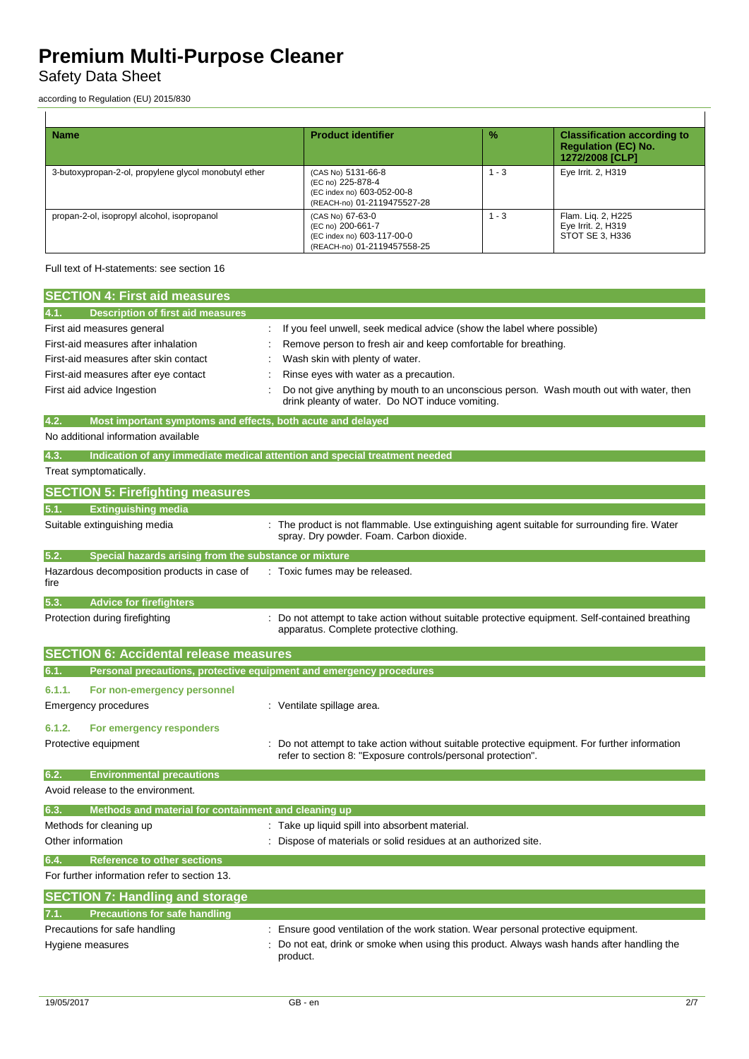| Name | Product identifier | % | Classification according to Regulation (EC) No. 1272/2008 [CLP] |
|---|---|---|---|
| 3-butoxypropan-2-ol, propylene glycol monobutyl ether | (CAS No) 5131-66-8<br>(EC no) 225-878-4<br>(EC index no) 603-052-00-8<br>(REACH-no) 01-2119475527-28 | 1 - 3 | Eye Irrit. 2, H319 |
| propan-2-ol, isopropyl alcohol, isopropanol | (CAS No) 67-63-0<br>(EC no) 200-661-7<br>(EC index no) 603-117-00-0<br>(REACH-no) 01-2119457558-25 | 1 - 3 | Flam. Liq. 2, H225<br>Eye Irrit. 2, H319<br>STOT SE 3, H336 |

Full text of H-statements: see section 16

## SECTION 4: First aid measures

### 4.1. Description of first aid measures

First aid measures general : If you feel unwell, seek medical advice (show the label where possible)

First-aid measures after inhalation : Remove person to fresh air and keep comfortable for breathing.

First-aid measures after skin contact : Wash skin with plenty of water.

First-aid measures after eye contact : Rinse eyes with water as a precaution.

First aid advice Ingestion : Do not give anything by mouth to an unconscious person. Wash mouth out with water, then drink pleanty of water. Do NOT induce vomiting.

### 4.2. Most important symptoms and effects, both acute and delayed

No additional information available

### 4.3. Indication of any immediate medical attention and special treatment needed

Treat symptomatically.

## SECTION 5: Firefighting measures

### 5.1. Extinguishing media

Suitable extinguishing media : The product is not flammable. Use extinguishing agent suitable for surrounding fire. Water spray. Dry powder. Foam. Carbon dioxide.

### 5.2. Special hazards arising from the substance or mixture

Hazardous decomposition products in case of fire : Toxic fumes may be released.

### 5.3. Advice for firefighters

Protection during firefighting : Do not attempt to take action without suitable protective equipment. Self-contained breathing apparatus. Complete protective clothing.

## SECTION 6: Accidental release measures

### 6.1. Personal precautions, protective equipment and emergency procedures

#### 6.1.1. For non-emergency personnel

Emergency procedures : Ventilate spillage area.

#### 6.1.2. For emergency responders

Protective equipment : Do not attempt to take action without suitable protective equipment. For further information refer to section 8: "Exposure controls/personal protection".

### 6.2. Environmental precautions

Avoid release to the environment.

### 6.3. Methods and material for containment and cleaning up

Methods for cleaning up : Take up liquid spill into absorbent material.

Other information : Dispose of materials or solid residues at an authorized site.

### 6.4. Reference to other sections

For further information refer to section 13.

## SECTION 7: Handling and storage

### 7.1. Precautions for safe handling

Precautions for safe handling : Ensure good ventilation of the work station. Wear personal protective equipment.

Hygiene measures : Do not eat, drink or smoke when using this product. Always wash hands after handling the product.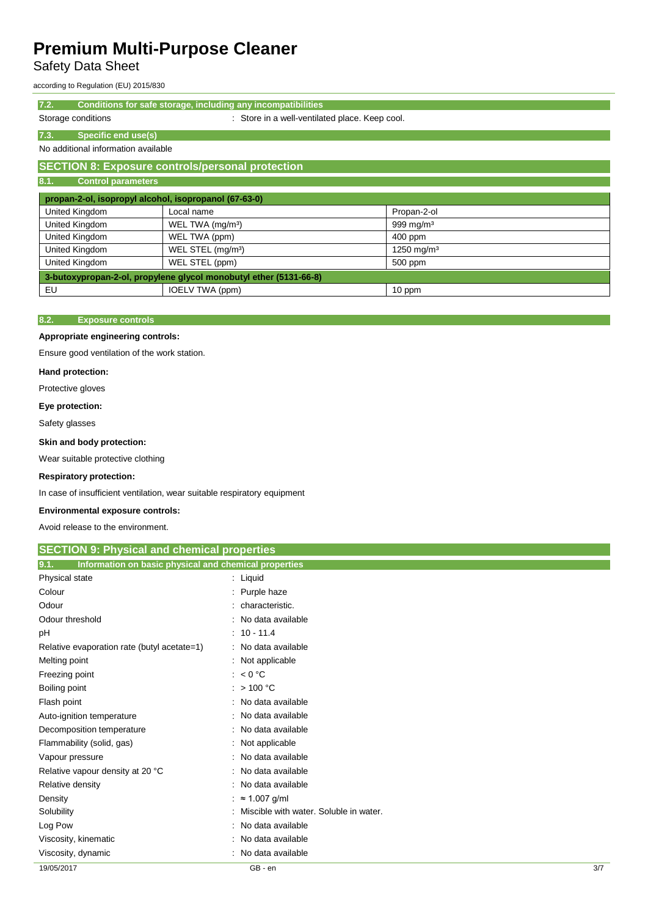### 7.2. Conditions for safe storage, including any incompatibilities

Storage conditions : Store in a well-ventilated place. Keep cool.

### 7.3. Specific end use(s)

No additional information available

## SECTION 8: Exposure controls/personal protection

### 8.1. Control parameters

| propan-2-ol, isopropyl alcohol, isopropanol (67-63-0) | | |
|---|---|---|
| United Kingdom | Local name | Propan-2-ol |
| United Kingdom | WEL TWA (mg/m³) | 999 mg/m³ |
| United Kingdom | WEL TWA (ppm) | 400 ppm |
| United Kingdom | WEL STEL (mg/m³) | 1250 mg/m³ |
| United Kingdom | WEL STEL (ppm) | 500 ppm |
| **3-butoxypropan-2-ol, propylene glycol monobutyl ether (5131-66-8)** | | |
| EU | IOELV TWA (ppm) | 10 ppm |

### 8.2. Exposure controls

**Appropriate engineering controls:**

Ensure good ventilation of the work station.

**Hand protection:**

Protective gloves

**Eye protection:**

Safety glasses

**Skin and body protection:**

Wear suitable protective clothing

**Respiratory protection:**

In case of insufficient ventilation, wear suitable respiratory equipment

**Environmental exposure controls:**

Avoid release to the environment.

## SECTION 9: Physical and chemical properties

### 9.1. Information on basic physical and chemical properties

| | |
|---|---|
| Physical state | : Liquid |
| Colour | : Purple haze |
| Odour | : characteristic. |
| Odour threshold | : No data available |
| pH | : 10 - 11.4 |
| Relative evaporation rate (butyl acetate=1) | : No data available |
| Melting point | : Not applicable |
| Freezing point | : < 0 °C |
| Boiling point | : > 100 °C |
| Flash point | : No data available |
| Auto-ignition temperature | : No data available |
| Decomposition temperature | : No data available |
| Flammability (solid, gas) | : Not applicable |
| Vapour pressure | : No data available |
| Relative vapour density at 20 °C | : No data available |
| Relative density | : No data available |
| Density | : ≈ 1.007 g/ml |
| Solubility | : Miscible with water. Soluble in water. |
| Log Pow | : No data available |
| Viscosity, kinematic | : No data available |
| Viscosity, dynamic | : No data available |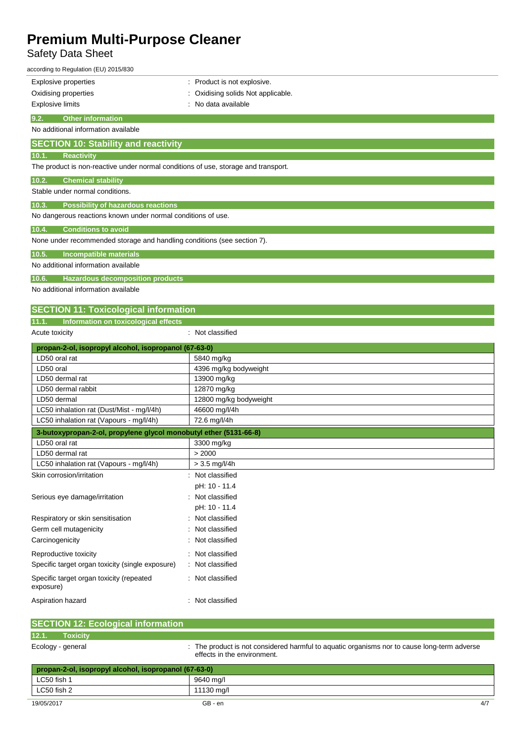| | |
|---|---|
| Explosive properties | : Product is not explosive. |
| Oxidising properties | : Oxidising solids Not applicable. |
| Explosive limits | : No data available |

### 9.2. Other information

No additional information available

## SECTION 10: Stability and reactivity

### 10.1. Reactivity

The product is non-reactive under normal conditions of use, storage and transport.

### 10.2. Chemical stability

Stable under normal conditions.

### 10.3. Possibility of hazardous reactions

No dangerous reactions known under normal conditions of use.

### 10.4. Conditions to avoid

None under recommended storage and handling conditions (see section 7).

### 10.5. Incompatible materials

No additional information available

### 10.6. Hazardous decomposition products

No additional information available

## SECTION 11: Toxicological information

### 11.1. Information on toxicological effects

Acute toxicity : Not classified

| propan-2-ol, isopropyl alcohol, isopropanol (67-63-0) | |
|---|---|
| LD50 oral rat | 5840 mg/kg |
| LD50 oral | 4396 mg/kg bodyweight |
| LD50 dermal rat | 13900 mg/kg |
| LD50 dermal rabbit | 12870 mg/kg |
| LD50 dermal | 12800 mg/kg bodyweight |
| LC50 inhalation rat (Dust/Mist - mg/l/4h) | 46600 mg/l/4h |
| LC50 inhalation rat (Vapours - mg/l/4h) | 72.6 mg/l/4h |

| 3-butoxypropan-2-ol, propylene glycol monobutyl ether (5131-66-8) | |
|---|---|
| LD50 oral rat | 3300 mg/kg |
| LD50 dermal rat | > 2000 |
| LC50 inhalation rat (Vapours - mg/l/4h) | > 3.5 mg/l/4h |

| | |
|---|---|
| Skin corrosion/irritation | : Not classified<br>pH: 10 - 11.4 |
| Serious eye damage/irritation | : Not classified<br>pH: 10 - 11.4 |
| Respiratory or skin sensitisation | : Not classified |
| Germ cell mutagenicity | : Not classified |
| Carcinogenicity | : Not classified |
| Reproductive toxicity | : Not classified |
| Specific target organ toxicity (single exposure) | : Not classified |
| Specific target organ toxicity (repeated exposure) | : Not classified |
| Aspiration hazard | : Not classified |

## SECTION 12: Ecological information

### 12.1. Toxicity

Ecology - general : The product is not considered harmful to aquatic organisms nor to cause long-term adverse effects in the environment.

| propan-2-ol, isopropyl alcohol, isopropanol (67-63-0) | |
|---|---|
| LC50 fish 1 | 9640 mg/l |
| LC50 fish 2 | 11130 mg/l |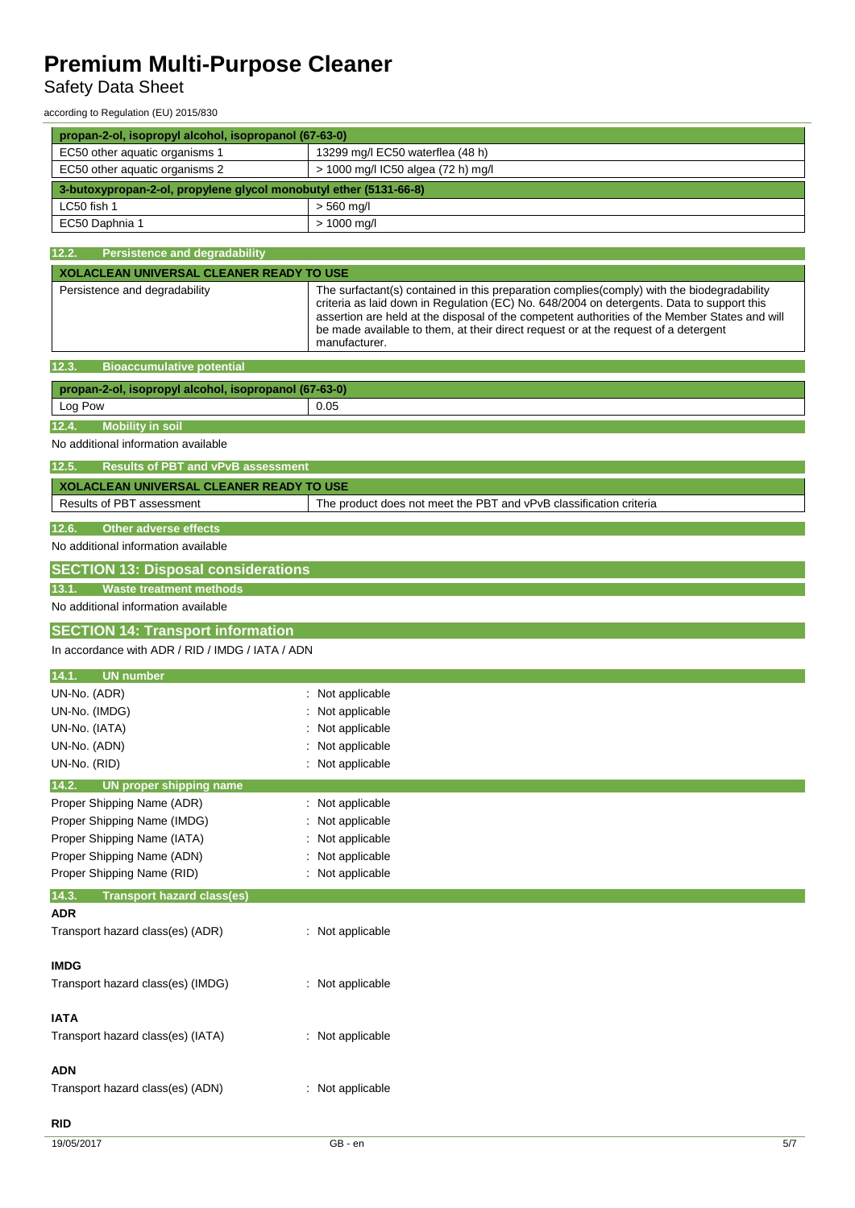| propan-2-ol, isopropyl alcohol, isopropanol (67-63-0) | |
|---|---|
| EC50 other aquatic organisms 1 | 13299 mg/l EC50 waterflea (48 h) |
| EC50 other aquatic organisms 2 | > 1000 mg/l IC50 algea (72 h) mg/l |

| 3-butoxypropan-2-ol, propylene glycol monobutyl ether (5131-66-8) | |
|---|---|
| LC50 fish 1 | > 560 mg/l |
| EC50 Daphnia 1 | > 1000 mg/l |

### 12.2. Persistence and degradability

| XOLACLEAN UNIVERSAL CLEANER READY TO USE | |
|---|---|
| Persistence and degradability | The surfactant(s) contained in this preparation complies(comply) with the biodegradability criteria as laid down in Regulation (EC) No. 648/2004 on detergents. Data to support this assertion are held at the disposal of the competent authorities of the Member States and will be made available to them, at their direct request or at the request of a detergent manufacturer. |

### 12.3. Bioaccumulative potential

| propan-2-ol, isopropyl alcohol, isopropanol (67-63-0) | |
|---|---|
| Log Pow | 0.05 |

### 12.4. Mobility in soil

No additional information available

### 12.5. Results of PBT and vPvB assessment

| XOLACLEAN UNIVERSAL CLEANER READY TO USE | |
|---|---|
| Results of PBT assessment | The product does not meet the PBT and vPvB classification criteria |

### 12.6. Other adverse effects

No additional information available

## SECTION 13: Disposal considerations

### 13.1. Waste treatment methods

No additional information available

## SECTION 14: Transport information

In accordance with ADR / RID / IMDG / IATA / ADN

### 14.1. UN number

UN-No. (ADR) : Not applicable
UN-No. (IMDG) : Not applicable
UN-No. (IATA) : Not applicable
UN-No. (ADN) : Not applicable
UN-No. (RID) : Not applicable

### 14.2. UN proper shipping name

Proper Shipping Name (ADR) : Not applicable
Proper Shipping Name (IMDG) : Not applicable
Proper Shipping Name (IATA) : Not applicable
Proper Shipping Name (ADN) : Not applicable
Proper Shipping Name (RID) : Not applicable

### 14.3. Transport hazard class(es)

**ADR**

Transport hazard class(es) (ADR) : Not applicable

**IMDG**

Transport hazard class(es) (IMDG) : Not applicable

**IATA**

Transport hazard class(es) (IATA) : Not applicable

**ADN**

Transport hazard class(es) (ADN) : Not applicable

**RID**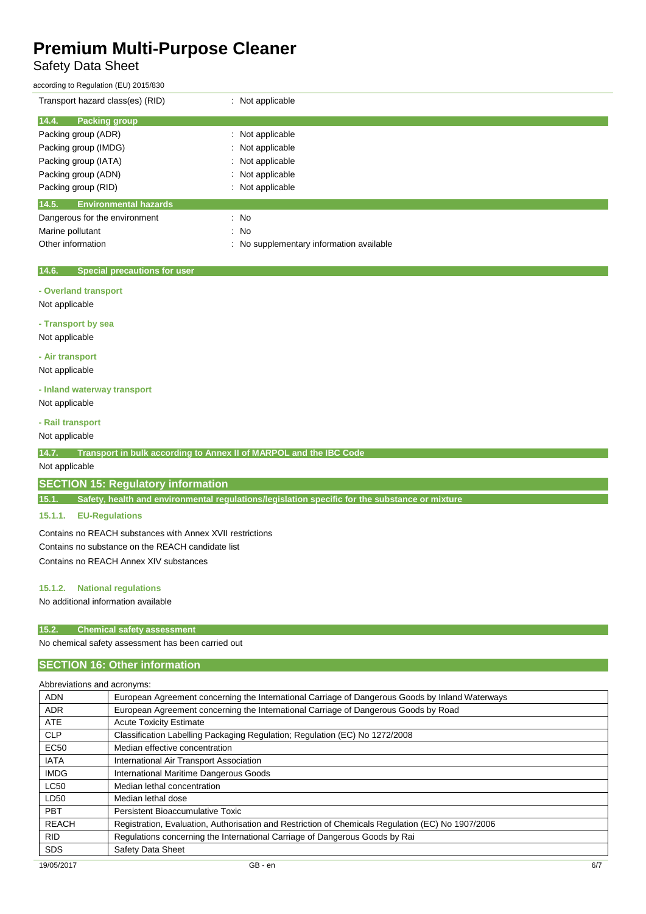Transport hazard class(es) (RID) : Not applicable

### 14.4. Packing group

Packing group (ADR) : Not applicable
Packing group (IMDG) : Not applicable
Packing group (IATA) : Not applicable
Packing group (ADN) : Not applicable
Packing group (RID) : Not applicable

### 14.5. Environmental hazards

Dangerous for the environment : No
Marine pollutant : No
Other information : No supplementary information available

### 14.6. Special precautions for user

**- Overland transport**

Not applicable

**- Transport by sea**

Not applicable

**- Air transport**

Not applicable

**- Inland waterway transport**

Not applicable

**- Rail transport**

Not applicable

### 14.7. Transport in bulk according to Annex II of MARPOL and the IBC Code

Not applicable

## SECTION 15: Regulatory information

### 15.1. Safety, health and environmental regulations/legislation specific for the substance or mixture

#### 15.1.1. EU-Regulations

Contains no REACH substances with Annex XVII restrictions
Contains no substance on the REACH candidate list
Contains no REACH Annex XIV substances

#### 15.1.2. National regulations

No additional information available

### 15.2. Chemical safety assessment

No chemical safety assessment has been carried out

## SECTION 16: Other information

Abbreviations and acronyms:

| | |
|---|---|
| ADN | European Agreement concerning the International Carriage of Dangerous Goods by Inland Waterways |
| ADR | European Agreement concerning the International Carriage of Dangerous Goods by Road |
| ATE | Acute Toxicity Estimate |
| CLP | Classification Labelling Packaging Regulation; Regulation (EC) No 1272/2008 |
| EC50 | Median effective concentration |
| IATA | International Air Transport Association |
| IMDG | International Maritime Dangerous Goods |
| LC50 | Median lethal concentration |
| LD50 | Median lethal dose |
| PBT | Persistent Bioaccumulative Toxic |
| REACH | Registration, Evaluation, Authorisation and Restriction of Chemicals Regulation (EC) No 1907/2006 |
| RID | Regulations concerning the International Carriage of Dangerous Goods by Rai |
| SDS | Safety Data Sheet |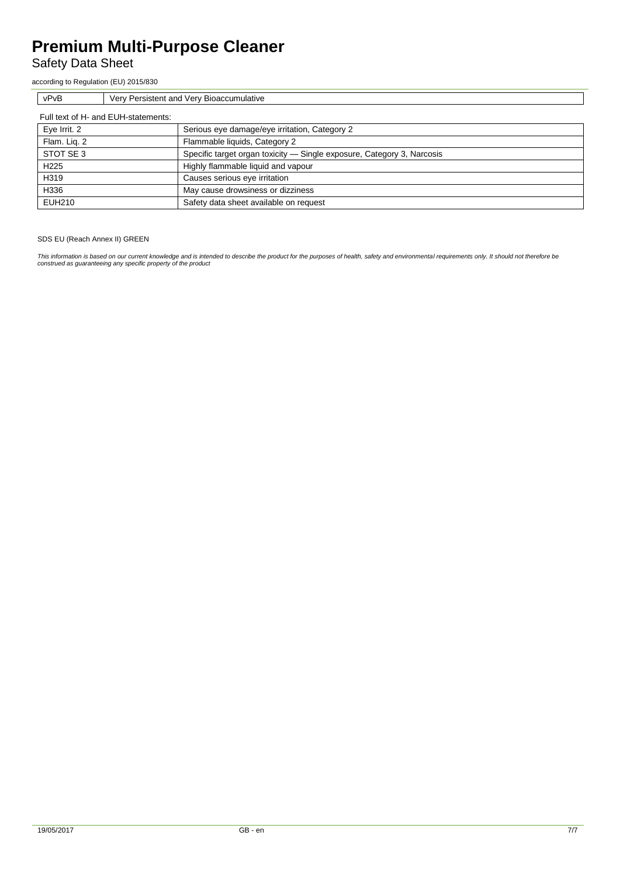| | |
|---|---|
| vPvB | Very Persistent and Very Bioaccumulative |

Full text of H- and EUH-statements:

| | |
|---|---|
| Eye Irrit. 2 | Serious eye damage/eye irritation, Category 2 |
| Flam. Liq. 2 | Flammable liquids, Category 2 |
| STOT SE 3 | Specific target organ toxicity — Single exposure, Category 3, Narcosis |
| H225 | Highly flammable liquid and vapour |
| H319 | Causes serious eye irritation |
| H336 | May cause drowsiness or dizziness |
| EUH210 | Safety data sheet available on request |

SDS EU (Reach Annex II) GREEN

*This information is based on our current knowledge and is intended to describe the product for the purposes of health, safety and environmental requirements only. It should not therefore be construed as guaranteeing any specific property of the product*